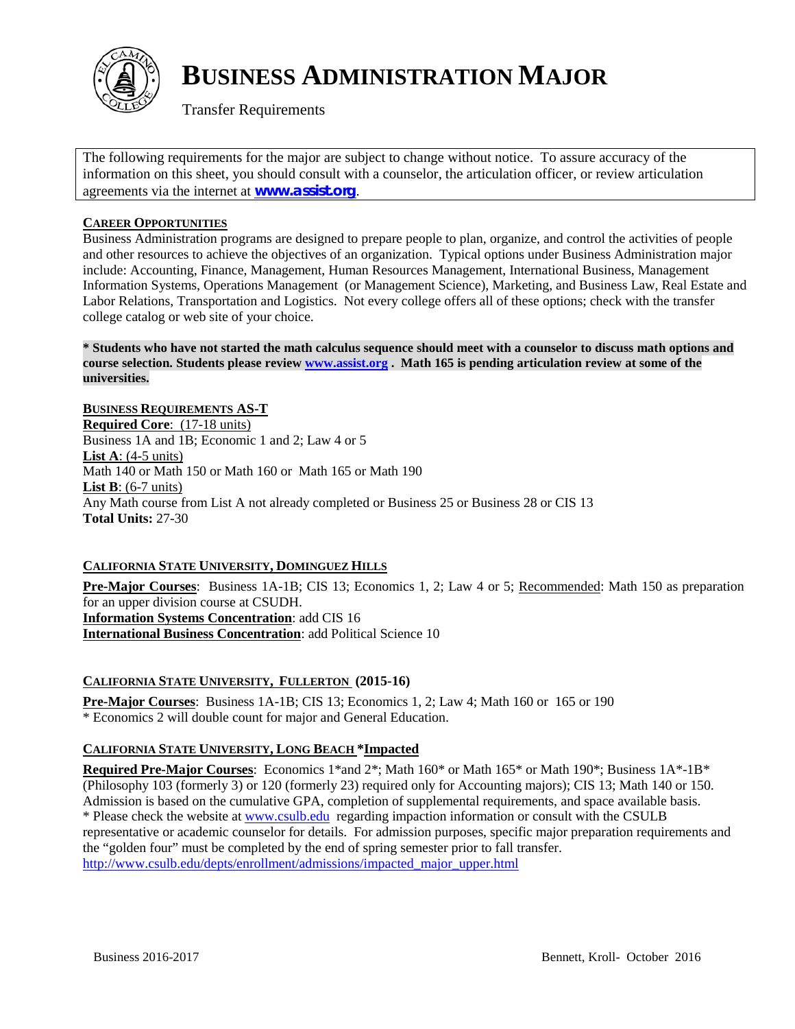# BUSINESS ADMINISTRATION MAJOR

Transfer Requirements

The following requirements for the major are subject to change without notice. To assure accuracy of the information on this sheet, you should consult with a counselor, the articulation officer, or review articulation agreements via the internet at **www.assist.org**.

## CAREER OPPORTUNITIES

Business Administration programs are designed to prepare people to plan, organize, and control the activities of people and other resources to achieve the objectives of an organization. Typical options under Business Administration major include: Accounting, Finance, Management, Human Resources Management, International Business, Management Information Systems, Operations Management (or Management Science), Marketing, and Business Law, Real Estate and Labor Relations, Transportation and Logistics. Not every college offers all of these options; check with the transfer college catalog or web site of your choice.

**\* Students who have not started the math calculus sequence should meet with a counselor to discuss math options and course selection. Students please review www.assist.org . Math 165 is pending articulation review at some of the universities.**

## BUSINESS REQUIREMENTS AS-T

**Required Core**: (17-18 units)
Business 1A and 1B; Economic 1 and 2; Law 4 or 5
**List A**: (4-5 units)
Math 140 or Math 150 or Math 160 or Math 165 or Math 190
**List B**: (6-7 units)
Any Math course from List A not already completed or Business 25 or Business 28 or CIS 13
**Total Units:** 27-30

## CALIFORNIA STATE UNIVERSITY, DOMINGUEZ HILLS

**Pre-Major Courses**: Business 1A-1B; CIS 13; Economics 1, 2; Law 4 or 5; Recommended: Math 150 as preparation for an upper division course at CSUDH.
**Information Systems Concentration**: add CIS 16
**International Business Concentration**: add Political Science 10

## CALIFORNIA STATE UNIVERSITY, FULLERTON (2015-16)

**Pre-Major Courses**: Business 1A-1B; CIS 13; Economics 1, 2; Law 4; Math 160 or 165 or 190
\* Economics 2 will double count for major and General Education.

## CALIFORNIA STATE UNIVERSITY, LONG BEACH *Impacted

**Required Pre-Major Courses**: Economics 1*and 2*; Math 160* or Math 165* or Math 190*; Business 1A*-1B* (Philosophy 103 (formerly 3) or 120 (formerly 23) required only for Accounting majors); CIS 13; Math 140 or 150. Admission is based on the cumulative GPA, completion of supplemental requirements, and space available basis.
\* Please check the website at www.csulb.edu regarding impaction information or consult with the CSULB representative or academic counselor for details. For admission purposes, specific major preparation requirements and the "golden four" must be completed by the end of spring semester prior to fall transfer.
http://www.csulb.edu/depts/enrollment/admissions/impacted_major_upper.html

Business 2016-2017 Bennett, Kroll- October 2016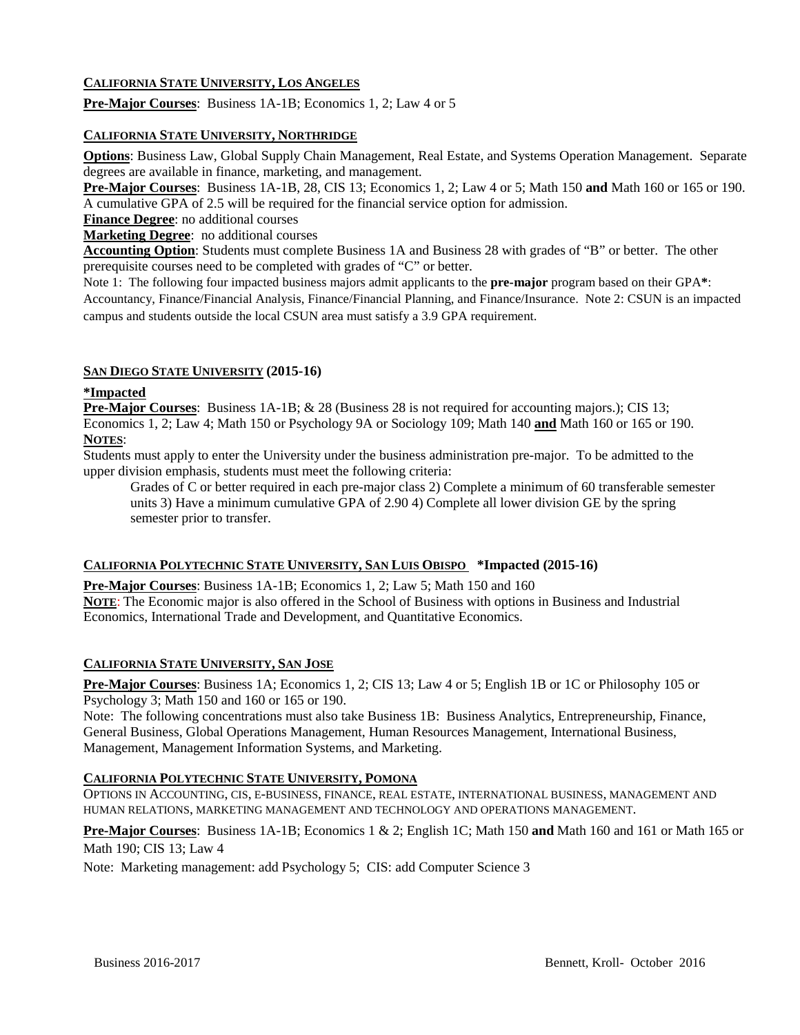**CALIFORNIA STATE UNIVERSITY, LOS ANGELES**

**Pre-Major Courses**: Business 1A-1B; Economics 1, 2; Law 4 or 5

**CALIFORNIA STATE UNIVERSITY, NORTHRIDGE**

**Options**: Business Law, Global Supply Chain Management, Real Estate, and Systems Operation Management. Separate degrees are available in finance, marketing, and management.

**Pre-Major Courses**: Business 1A-1B, 28, CIS 13; Economics 1, 2; Law 4 or 5; Math 150 **and** Math 160 or 165 or 190. A cumulative GPA of 2.5 will be required for the financial service option for admission.

**Finance Degree**: no additional courses

**Marketing Degree**: no additional courses

**Accounting Option**: Students must complete Business 1A and Business 28 with grades of "B" or better. The other prerequisite courses need to be completed with grades of "C" or better.

Note 1: The following four impacted business majors admit applicants to the **pre-major** program based on their GPA**\***: Accountancy, Finance/Financial Analysis, Finance/Financial Planning, and Finance/Insurance. Note 2: CSUN is an impacted campus and students outside the local CSUN area must satisfy a 3.9 GPA requirement.

**SAN DIEGO STATE UNIVERSITY (2015-16)**

**\*Impacted**

**Pre-Major Courses**: Business 1A-1B; & 28 (Business 28 is not required for accounting majors.); CIS 13; Economics 1, 2; Law 4; Math 150 or Psychology 9A or Sociology 109; Math 140 **and** Math 160 or 165 or 190.

**NOTES**:

Students must apply to enter the University under the business administration pre-major. To be admitted to the upper division emphasis, students must meet the following criteria:

> Grades of C or better required in each pre-major class 2) Complete a minimum of 60 transferable semester units 3) Have a minimum cumulative GPA of 2.90 4) Complete all lower division GE by the spring semester prior to transfer.

**CALIFORNIA POLYTECHNIC STATE UNIVERSITY, SAN LUIS OBISPO \*Impacted (2015-16)**

**Pre-Major Courses**: Business 1A-1B; Economics 1, 2; Law 5; Math 150 and 160

**NOTE**: The Economic major is also offered in the School of Business with options in Business and Industrial Economics, International Trade and Development, and Quantitative Economics.

**CALIFORNIA STATE UNIVERSITY, SAN JOSE**

**Pre-Major Courses**: Business 1A; Economics 1, 2; CIS 13; Law 4 or 5; English 1B or 1C or Philosophy 105 or Psychology 3; Math 150 and 160 or 165 or 190.

Note: The following concentrations must also take Business 1B: Business Analytics, Entrepreneurship, Finance, General Business, Global Operations Management, Human Resources Management, International Business, Management, Management Information Systems, and Marketing.

**CALIFORNIA POLYTECHNIC STATE UNIVERSITY, POMONA**

OPTIONS IN ACCOUNTING, CIS, E-BUSINESS, FINANCE, REAL ESTATE, INTERNATIONAL BUSINESS, MANAGEMENT AND HUMAN RELATIONS, MARKETING MANAGEMENT AND TECHNOLOGY AND OPERATIONS MANAGEMENT.

**Pre-Major Courses**: Business 1A-1B; Economics 1 & 2; English 1C; Math 150 **and** Math 160 and 161 or Math 165 or Math 190; CIS 13; Law 4

Note: Marketing management: add Psychology 5; CIS: add Computer Science 3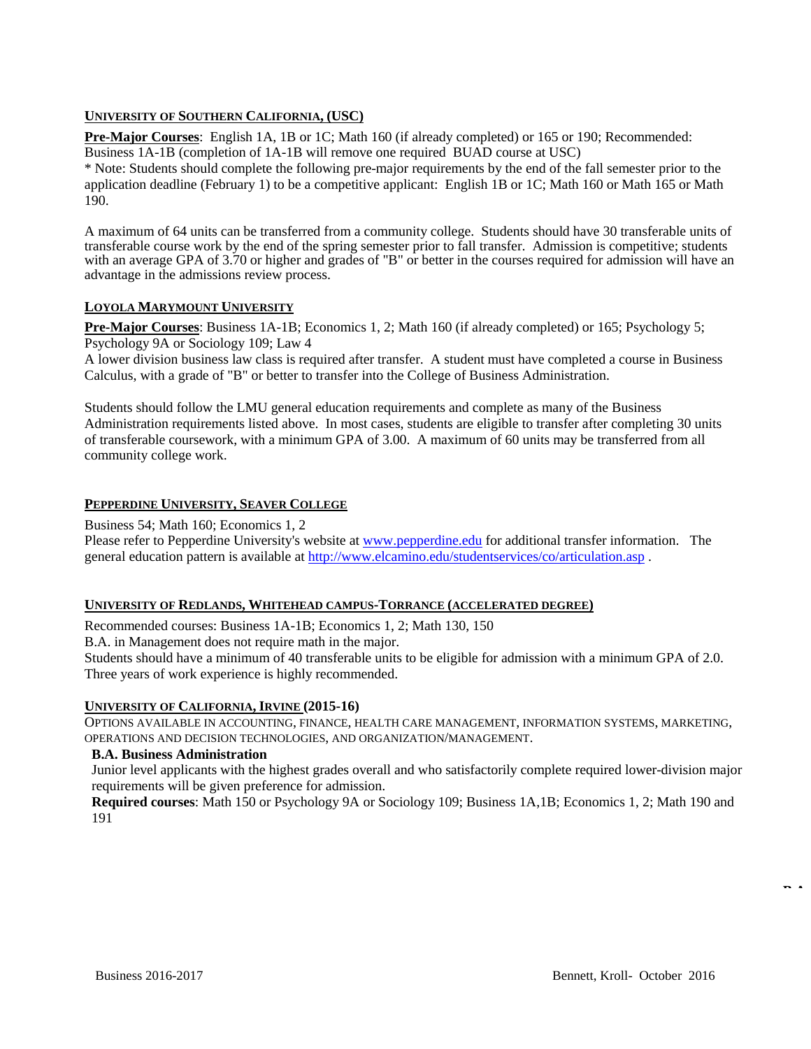## UNIVERSITY OF SOUTHERN CALIFORNIA, (USC)

**Pre-Major Courses**: English 1A, 1B or 1C; Math 160 (if already completed) or 165 or 190; Recommended: Business 1A-1B (completion of 1A-1B will remove one required BUAD course at USC)

* Note: Students should complete the following pre-major requirements by the end of the fall semester prior to the application deadline (February 1) to be a competitive applicant: English 1B or 1C; Math 160 or Math 165 or Math 190.

A maximum of 64 units can be transferred from a community college. Students should have 30 transferable units of transferable course work by the end of the spring semester prior to fall transfer. Admission is competitive; students with an average GPA of 3.70 or higher and grades of "B" or better in the courses required for admission will have an advantage in the admissions review process.

## LOYOLA MARYMOUNT UNIVERSITY

**Pre-Major Courses**: Business 1A-1B; Economics 1, 2; Math 160 (if already completed) or 165; Psychology 5; Psychology 9A or Sociology 109; Law 4

A lower division business law class is required after transfer. A student must have completed a course in Business Calculus, with a grade of "B" or better to transfer into the College of Business Administration.

Students should follow the LMU general education requirements and complete as many of the Business Administration requirements listed above. In most cases, students are eligible to transfer after completing 30 units of transferable coursework, with a minimum GPA of 3.00. A maximum of 60 units may be transferred from all community college work.

## PEPPERDINE UNIVERSITY, SEAVER COLLEGE

Business 54; Math 160; Economics 1, 2

Please refer to Pepperdine University's website at www.pepperdine.edu for additional transfer information. The general education pattern is available at http://www.elcamino.edu/studentservices/co/articulation.asp .

## UNIVERSITY OF REDLANDS, WHITEHEAD CAMPUS-TORRANCE (ACCELERATED DEGREE)

Recommended courses: Business 1A-1B; Economics 1, 2; Math 130, 150

B.A. in Management does not require math in the major.

Students should have a minimum of 40 transferable units to be eligible for admission with a minimum GPA of 2.0. Three years of work experience is highly recommended.

## UNIVERSITY OF CALIFORNIA, IRVINE (2015-16)

OPTIONS AVAILABLE IN ACCOUNTING, FINANCE, HEALTH CARE MANAGEMENT, INFORMATION SYSTEMS, MARKETING, OPERATIONS AND DECISION TECHNOLOGIES, AND ORGANIZATION/MANAGEMENT.

**B.A. Business Administration**

Junior level applicants with the highest grades overall and who satisfactorily complete required lower-division major requirements will be given preference for admission.

**Required courses**: Math 150 or Psychology 9A or Sociology 109; Business 1A,1B; Economics 1, 2; Math 190 and 191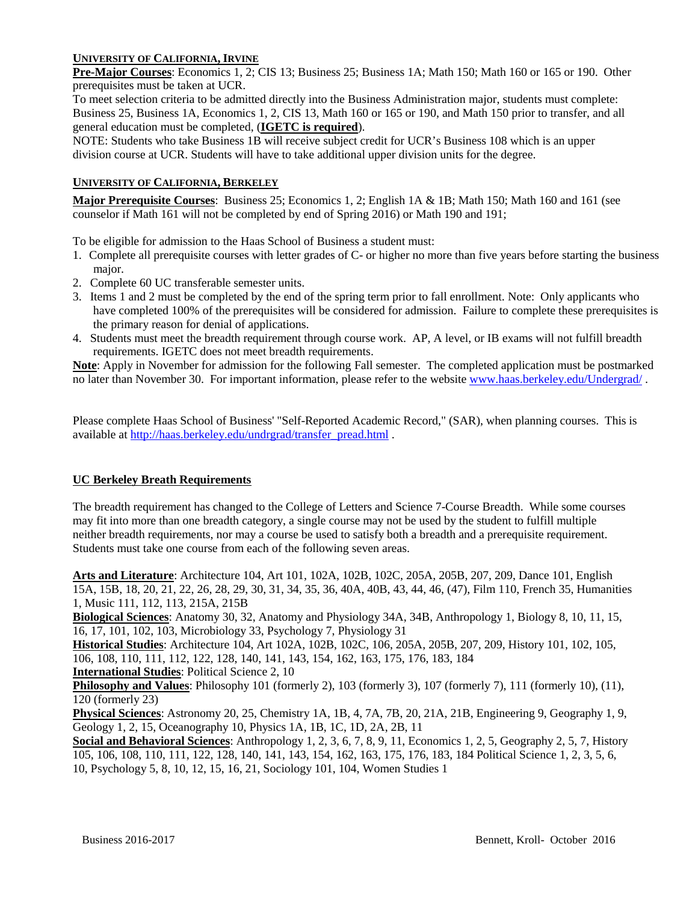#### UNIVERSITY OF CALIFORNIA, IRVINE

**Pre-Major Courses**: Economics 1, 2; CIS 13; Business 25; Business 1A; Math 150; Math 160 or 165 or 190. Other prerequisites must be taken at UCR.

To meet selection criteria to be admitted directly into the Business Administration major, students must complete: Business 25, Business 1A, Economics 1, 2, CIS 13, Math 160 or 165 or 190, and Math 150 prior to transfer, and all general education must be completed, (**IGETC is required**).

NOTE: Students who take Business 1B will receive subject credit for UCR's Business 108 which is an upper division course at UCR. Students will have to take additional upper division units for the degree.

#### UNIVERSITY OF CALIFORNIA, BERKELEY

**Major Prerequisite Courses**: Business 25; Economics 1, 2; English 1A & 1B; Math 150; Math 160 and 161 (see counselor if Math 161 will not be completed by end of Spring 2016) or Math 190 and 191;

To be eligible for admission to the Haas School of Business a student must:

1. Complete all prerequisite courses with letter grades of C- or higher no more than five years before starting the business major.
2. Complete 60 UC transferable semester units.
3. Items 1 and 2 must be completed by the end of the spring term prior to fall enrollment. Note: Only applicants who have completed 100% of the prerequisites will be considered for admission. Failure to complete these prerequisites is the primary reason for denial of applications.
4. Students must meet the breadth requirement through course work. AP, A level, or IB exams will not fulfill breadth requirements. IGETC does not meet breadth requirements.

**Note**: Apply in November for admission for the following Fall semester. The completed application must be postmarked no later than November 30. For important information, please refer to the website www.haas.berkeley.edu/Undergrad/ .

Please complete Haas School of Business' "Self-Reported Academic Record," (SAR), when planning courses. This is available at http://haas.berkeley.edu/undrgrad/transfer_pread.html .

#### UC Berkeley Breath Requirements

The breadth requirement has changed to the College of Letters and Science 7-Course Breadth. While some courses may fit into more than one breadth category, a single course may not be used by the student to fulfill multiple neither breadth requirements, nor may a course be used to satisfy both a breadth and a prerequisite requirement. Students must take one course from each of the following seven areas.

**Arts and Literature**: Architecture 104, Art 101, 102A, 102B, 102C, 205A, 205B, 207, 209, Dance 101, English 15A, 15B, 18, 20, 21, 22, 26, 28, 29, 30, 31, 34, 35, 36, 40A, 40B, 43, 44, 46, (47), Film 110, French 35, Humanities 1, Music 111, 112, 113, 215A, 215B

**Biological Sciences**: Anatomy 30, 32, Anatomy and Physiology 34A, 34B, Anthropology 1, Biology 8, 10, 11, 15, 16, 17, 101, 102, 103, Microbiology 33, Psychology 7, Physiology 31

**Historical Studies**: Architecture 104, Art 102A, 102B, 102C, 106, 205A, 205B, 207, 209, History 101, 102, 105, 106, 108, 110, 111, 112, 122, 128, 140, 141, 143, 154, 162, 163, 175, 176, 183, 184

**International Studies**: Political Science 2, 10

**Philosophy and Values**: Philosophy 101 (formerly 2), 103 (formerly 3), 107 (formerly 7), 111 (formerly 10), (11), 120 (formerly 23)

**Physical Sciences**: Astronomy 20, 25, Chemistry 1A, 1B, 4, 7A, 7B, 20, 21A, 21B, Engineering 9, Geography 1, 9, Geology 1, 2, 15, Oceanography 10, Physics 1A, 1B, 1C, 1D, 2A, 2B, 11

**Social and Behavioral Sciences**: Anthropology 1, 2, 3, 6, 7, 8, 9, 11, Economics 1, 2, 5, Geography 2, 5, 7, History 105, 106, 108, 110, 111, 122, 128, 140, 141, 143, 154, 162, 163, 175, 176, 183, 184 Political Science 1, 2, 3, 5, 6, 10, Psychology 5, 8, 10, 12, 15, 16, 21, Sociology 101, 104, Women Studies 1